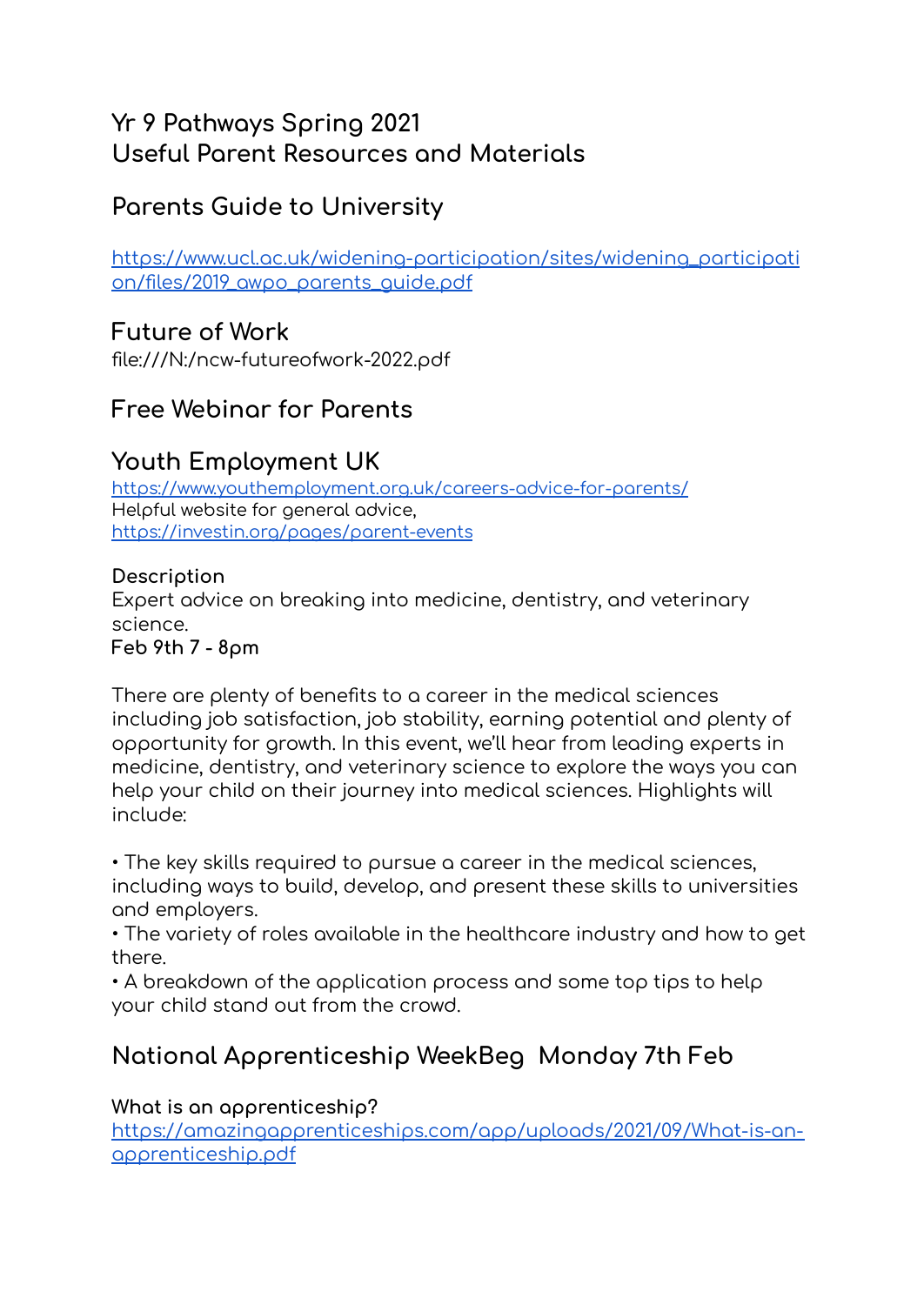# Yr 9 Pathways Spring 2021
# Useful Parent Resources and Materials

## Parents Guide to University

https://www.ucl.ac.uk/widening-participation/sites/widening_participation/files/2019_awpo_parents_guide.pdf

## Future of Work

file:///N:/ncw-futureofwork-2022.pdf

## Free Webinar for Parents

## Youth Employment UK

https://www.youthemployment.org.uk/careers-advice-for-parents/
Helpful website for general advice,
https://investin.org/pages/parent-events

**Description**
Expert advice on breaking into medicine, dentistry, and veterinary science.
**Feb 9th 7 - 8pm**

There are plenty of benefits to a career in the medical sciences including job satisfaction, job stability, earning potential and plenty of opportunity for growth. In this event, we'll hear from leading experts in medicine, dentistry, and veterinary science to explore the ways you can help your child on their journey into medical sciences. Highlights will include:

• The key skills required to pursue a career in the medical sciences, including ways to build, develop, and present these skills to universities and employers.
• The variety of roles available in the healthcare industry and how to get there.
• A breakdown of the application process and some top tips to help your child stand out from the crowd.

## National Apprenticeship WeekBeg  Monday 7th Feb

**What is an apprenticeship?**
https://amazingapprenticeships.com/app/uploads/2021/09/What-is-an-apprenticeship.pdf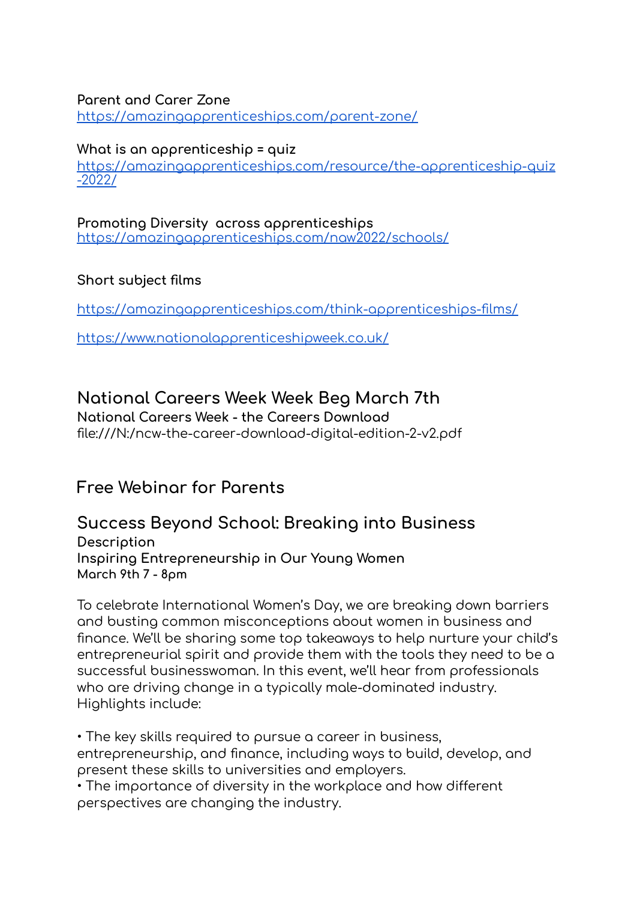**Parent and Carer Zone**
[https://amazingapprenticeships.com/parent-zone/](https://amazingapprenticeships.com/parent-zone/)

**What is an apprenticeship = quiz**
[https://amazingapprenticeships.com/resource/the-apprenticeship-quiz-2022/](https://amazingapprenticeships.com/resource/the-apprenticeship-quiz-2022/)

**Promoting Diversity across apprenticeships**
[https://amazingapprenticeships.com/naw2022/schools/](https://amazingapprenticeships.com/naw2022/schools/)

**Short subject films**

[https://amazingapprenticeships.com/think-apprenticeships-films/](https://amazingapprenticeships.com/think-apprenticeships-films/)

[https://www.nationalapprenticeshipweek.co.uk/](https://www.nationalapprenticeshipweek.co.uk/)

## National Careers Week Week Beg March 7th

**National Careers Week - the Careers Download**
file:///N:/ncw-the-career-download-digital-edition-2-v2.pdf

## Free Webinar for Parents

## Success Beyond School: Breaking into Business

**Description**
**Inspiring Entrepreneurship in Our Young Women**
**March 9th 7 - 8pm**

To celebrate International Women's Day, we are breaking down barriers and busting common misconceptions about women in business and finance. We'll be sharing some top takeaways to help nurture your child's entrepreneurial spirit and provide them with the tools they need to be a successful businesswoman. In this event, we'll hear from professionals who are driving change in a typically male-dominated industry. Highlights include:

- The key skills required to pursue a career in business, entrepreneurship, and finance, including ways to build, develop, and present these skills to universities and employers.
- The importance of diversity in the workplace and how different perspectives are changing the industry.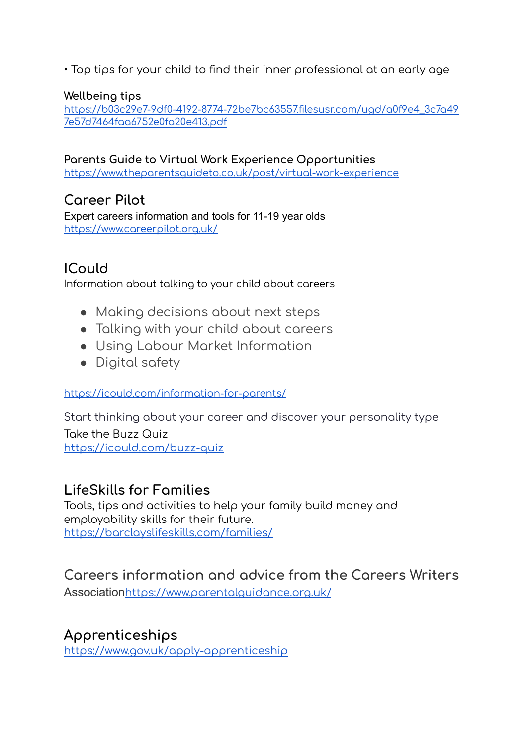• Top tips for your child to find their inner professional at an early age

**Wellbeing tips**
https://b03c29e7-9df0-4192-8774-72be7bc63557.filesusr.com/ugd/a0f9e4_3c7a497e57d7464faa6752e0fa20e413.pdf

**Parents Guide to Virtual Work Experience Opportunities**
https://www.theparentsguideto.co.uk/post/virtual-work-experience

## Career Pilot

Expert careers information and tools for 11-19 year olds
https://www.careerpilot.org.uk/

## ICould

Information about talking to your child about careers

- Making decisions about next steps
- Talking with your child about careers
- Using Labour Market Information
- Digital safety

https://icould.com/information-for-parents/

Start thinking about your career and discover your personality type
Take the Buzz Quiz
https://icould.com/buzz-quiz

## LifeSkills for Families

Tools, tips and activities to help your family build money and employability skills for their future.
https://barclayslifeskills.com/families/

## Careers information and advice from the Careers Writers

Associationhttps://www.parentalguidance.org.uk/

## Apprenticeships

https://www.gov.uk/apply-apprenticeship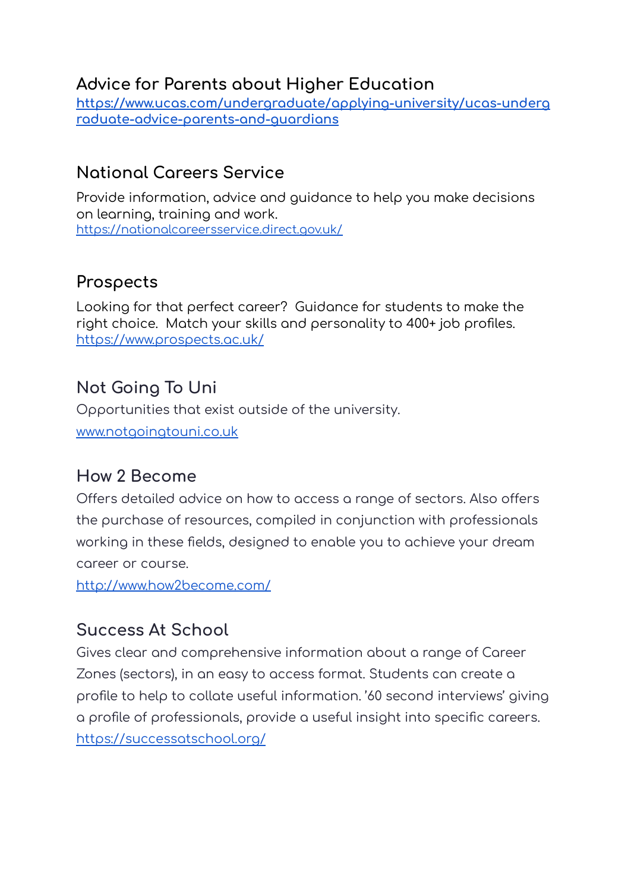## Advice for Parents about Higher Education

https://www.ucas.com/undergraduate/applying-university/ucas-undergraduate-advice-parents-and-guardians

## National Careers Service

Provide information, advice and guidance to help you make decisions on learning, training and work.
https://nationalcareersservice.direct.gov.uk/

## Prospects

Looking for that perfect career? Guidance for students to make the right choice. Match your skills and personality to 400+ job profiles.
https://www.prospects.ac.uk/

## Not Going To Uni

Opportunities that exist outside of the university.

www.notgoingtouni.co.uk

## How 2 Become

Offers detailed advice on how to access a range of sectors. Also offers the purchase of resources, compiled in conjunction with professionals working in these fields, designed to enable you to achieve your dream career or course.

http://www.how2become.com/

## Success At School

Gives clear and comprehensive information about a range of Career Zones (sectors), in an easy to access format. Students can create a profile to help to collate useful information. '60 second interviews' giving a profile of professionals, provide a useful insight into specific careers.
https://successatschool.org/